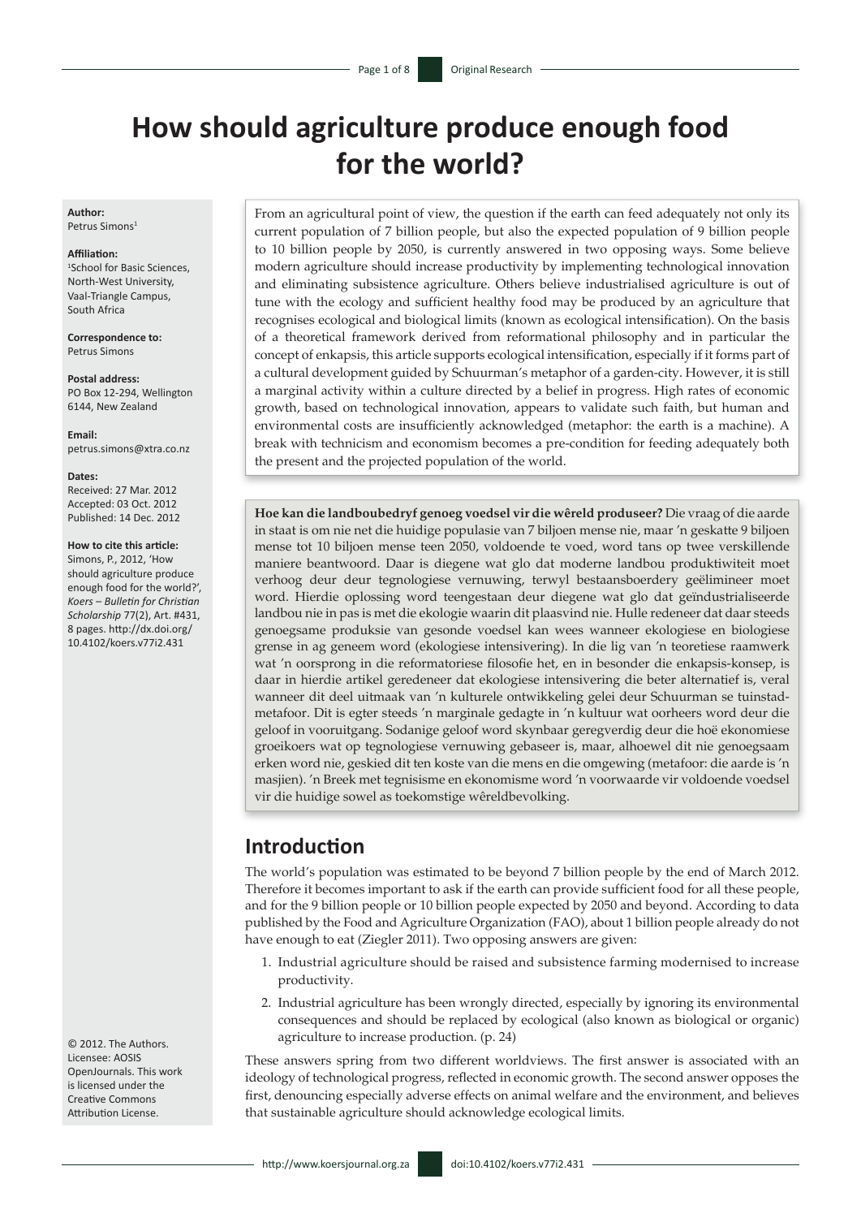# How should agriculture produce enough food for the world?

**Author:**
Petrus Simons[1]

**Affiliation:**
[1]School for Basic Sciences, North-West University, Vaal-Triangle Campus, South Africa

**Correspondence to:**
Petrus Simons

**Postal address:**
PO Box 12-294, Wellington 6144, New Zealand

**Email:**
petrus.simons@xtra.co.nz

**Dates:**
Received: 27 Mar. 2012
Accepted: 03 Oct. 2012
Published: 14 Dec. 2012

**How to cite this article:**
Simons, P., 2012, 'How should agriculture produce enough food for the world?', *Koers – Bulletin for Christian Scholarship* 77(2), Art. #431, 8 pages. http://dx.doi.org/10.4102/koers.v77i2.431

© 2012. The Authors. Licensee: AOSIS OpenJournals. This work is licensed under the Creative Commons Attribution License.

From an agricultural point of view, the question if the earth can feed adequately not only its current population of 7 billion people, but also the expected population of 9 billion people to 10 billion people by 2050, is currently answered in two opposing ways. Some believe modern agriculture should increase productivity by implementing technological innovation and eliminating subsistence agriculture. Others believe industrialised agriculture is out of tune with the ecology and sufficient healthy food may be produced by an agriculture that recognises ecological and biological limits (known as ecological intensification). On the basis of a theoretical framework derived from reformational philosophy and in particular the concept of enkapsis, this article supports ecological intensification, especially if it forms part of a cultural development guided by Schuurman's metaphor of a garden-city. However, it is still a marginal activity within a culture directed by a belief in progress. High rates of economic growth, based on technological innovation, appears to validate such faith, but human and environmental costs are insufficiently acknowledged (metaphor: the earth is a machine). A break with technicism and economism becomes a pre-condition for feeding adequately both the present and the projected population of the world.

**Hoe kan die landboubedryf genoeg voedsel vir die wêreld produseer?** Die vraag of die aarde in staat is om nie net die huidige populasie van 7 biljoen mense nie, maar 'n geskatte 9 biljoen mense tot 10 biljoen mense teen 2050, voldoende te voed, word tans op twee verskillende maniere beantwoord. Daar is diegene wat glo dat moderne landbou produktiwiteit moet verhoog deur deur tegnologiese vernuwing, terwyl bestaansboerdery geëlimineer moet word. Hierdie oplossing word teengestaan deur diegene wat glo dat geïndustrialiseerde landbou nie in pas is met die ekologie waarin dit plaasvind nie. Hulle redeneer dat daar steeds genoegsame produksie van gesonde voedsel kan wees wanneer ekologiese en biologiese grense in ag geneem word (ekologiese intensivering). In die lig van 'n teoretiese raamwerk wat 'n oorsprong in die reformatoriese filosofie het, en in besonder die enkapsis-konsep, is daar in hierdie artikel geredeneer dat ekologiese intensivering die beter alternatief is, veral wanneer dit deel uitmaak van 'n kulturele ontwikkeling gelei deur Schuurman se tuinstad-metafoor. Dit is egter steeds 'n marginale gedagte in 'n kultuur wat oorheers word deur die geloof in vooruitgang. Sodanige geloof word skynbaar geregverdig deur die hoë ekonomiese groeikoers wat op tegnologiese vernuwing gebaseer is, maar, alhoewel dit nie genoegsaam erken word nie, geskied dit ten koste van die mens en die omgewing (metafoor: die aarde is 'n masjien). 'n Breek met tegnisisme en ekonomisme word 'n voorwaarde vir voldoende voedsel vir die huidige sowel as toekomstige wêreldbevolking.

## Introduction

The world's population was estimated to be beyond 7 billion people by the end of March 2012. Therefore it becomes important to ask if the earth can provide sufficient food for all these people, and for the 9 billion people or 10 billion people expected by 2050 and beyond. According to data published by the Food and Agriculture Organization (FAO), about 1 billion people already do not have enough to eat (Ziegler 2011). Two opposing answers are given:

1. Industrial agriculture should be raised and subsistence farming modernised to increase productivity.
2. Industrial agriculture has been wrongly directed, especially by ignoring its environmental consequences and should be replaced by ecological (also known as biological or organic) agriculture to increase production. (p. 24)

These answers spring from two different worldviews. The first answer is associated with an ideology of technological progress, reflected in economic growth. The second answer opposes the first, denouncing especially adverse effects on animal welfare and the environment, and believes that sustainable agriculture should acknowledge ecological limits.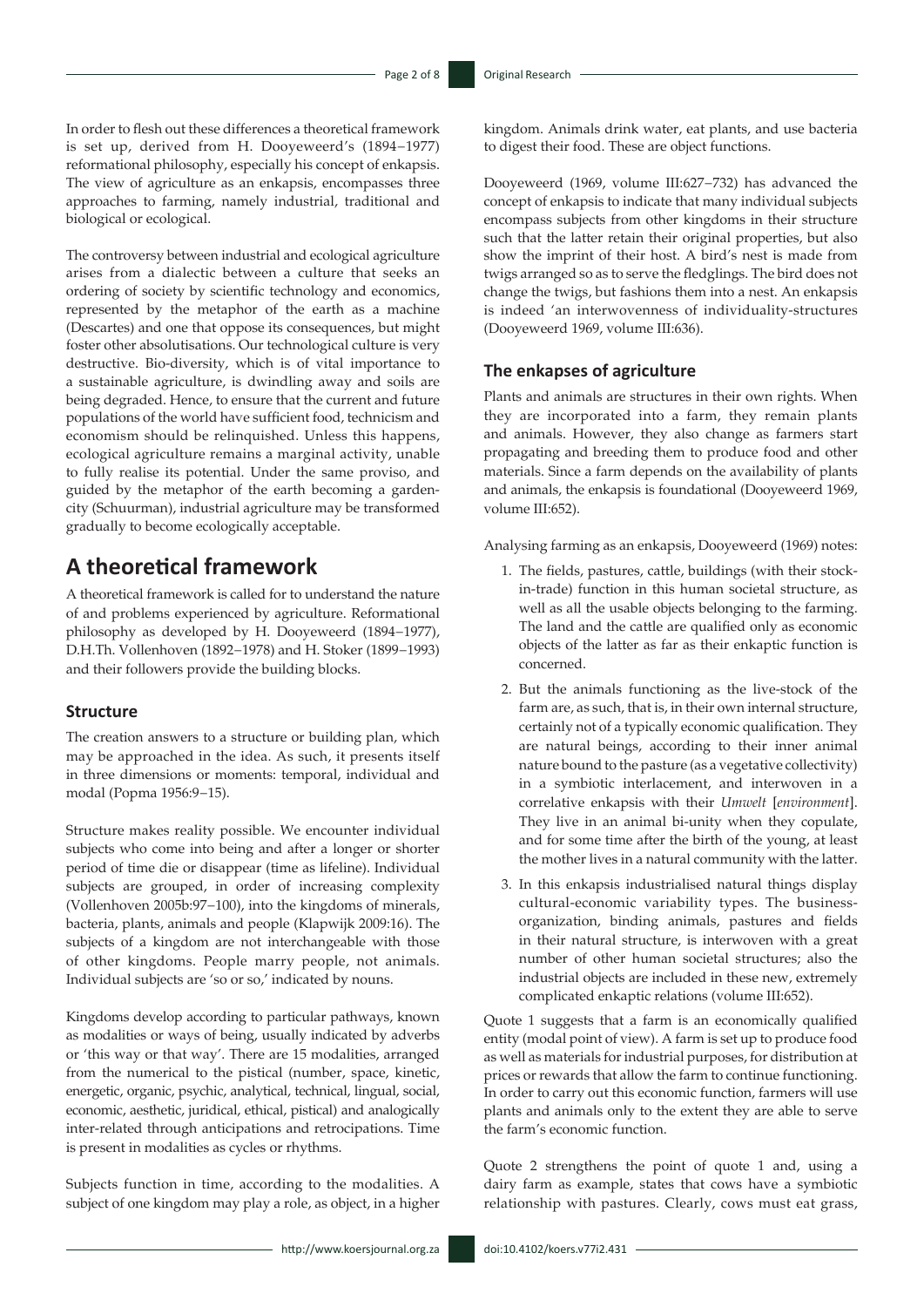In order to flesh out these differences a theoretical framework is set up, derived from H. Dooyeweerd's (1894–1977) reformational philosophy, especially his concept of enkapsis. The view of agriculture as an enkapsis, encompasses three approaches to farming, namely industrial, traditional and biological or ecological.

The controversy between industrial and ecological agriculture arises from a dialectic between a culture that seeks an ordering of society by scientific technology and economics, represented by the metaphor of the earth as a machine (Descartes) and one that oppose its consequences, but might foster other absolutisations. Our technological culture is very destructive. Bio-diversity, which is of vital importance to a sustainable agriculture, is dwindling away and soils are being degraded. Hence, to ensure that the current and future populations of the world have sufficient food, technicism and economism should be relinquished. Unless this happens, ecological agriculture remains a marginal activity, unable to fully realise its potential. Under the same proviso, and guided by the metaphor of the earth becoming a garden-city (Schuurman), industrial agriculture may be transformed gradually to become ecologically acceptable.

# A theoretical framework

A theoretical framework is called for to understand the nature of and problems experienced by agriculture. Reformational philosophy as developed by H. Dooyeweerd (1894–1977), D.H.Th. Vollenhoven (1892–1978) and H. Stoker (1899–1993) and their followers provide the building blocks.

## Structure

The creation answers to a structure or building plan, which may be approached in the idea. As such, it presents itself in three dimensions or moments: temporal, individual and modal (Popma 1956:9–15).

Structure makes reality possible. We encounter individual subjects who come into being and after a longer or shorter period of time die or disappear (time as lifeline). Individual subjects are grouped, in order of increasing complexity (Vollenhoven 2005b:97–100), into the kingdoms of minerals, bacteria, plants, animals and people (Klapwijk 2009:16). The subjects of a kingdom are not interchangeable with those of other kingdoms. People marry people, not animals. Individual subjects are 'so or so,' indicated by nouns.

Kingdoms develop according to particular pathways, known as modalities or ways of being, usually indicated by adverbs or 'this way or that way'. There are 15 modalities, arranged from the numerical to the pistical (number, space, kinetic, energetic, organic, psychic, analytical, technical, lingual, social, economic, aesthetic, juridical, ethical, pistical) and analogically inter-related through anticipations and retrocipations. Time is present in modalities as cycles or rhythms.

Subjects function in time, according to the modalities. A subject of one kingdom may play a role, as object, in a higher kingdom. Animals drink water, eat plants, and use bacteria to digest their food. These are object functions.

Dooyeweerd (1969, volume III:627–732) has advanced the concept of enkapsis to indicate that many individual subjects encompass subjects from other kingdoms in their structure such that the latter retain their original properties, but also show the imprint of their host. A bird's nest is made from twigs arranged so as to serve the fledglings. The bird does not change the twigs, but fashions them into a nest. An enkapsis is indeed 'an interwovenness of individuality-structures (Dooyeweerd 1969, volume III:636).

## The enkapses of agriculture

Plants and animals are structures in their own rights. When they are incorporated into a farm, they remain plants and animals. However, they also change as farmers start propagating and breeding them to produce food and other materials. Since a farm depends on the availability of plants and animals, the enkapsis is foundational (Dooyeweerd 1969, volume III:652).

Analysing farming as an enkapsis, Dooyeweerd (1969) notes:

1. The fields, pastures, cattle, buildings (with their stock-in-trade) function in this human societal structure, as well as all the usable objects belonging to the farming. The land and the cattle are qualified only as economic objects of the latter as far as their enkaptic function is concerned.
2. But the animals functioning as the live-stock of the farm are, as such, that is, in their own internal structure, certainly not of a typically economic qualification. They are natural beings, according to their inner animal nature bound to the pasture (as a vegetative collectivity) in a symbiotic interlacement, and interwoven in a correlative enkapsis with their *Umwelt* [*environment*]. They live in an animal bi-unity when they copulate, and for some time after the birth of the young, at least the mother lives in a natural community with the latter.
3. In this enkapsis industrialised natural things display cultural-economic variability types. The business-organization, binding animals, pastures and fields in their natural structure, is interwoven with a great number of other human societal structures; also the industrial objects are included in these new, extremely complicated enkaptic relations (volume III:652).

Quote 1 suggests that a farm is an economically qualified entity (modal point of view). A farm is set up to produce food as well as materials for industrial purposes, for distribution at prices or rewards that allow the farm to continue functioning. In order to carry out this economic function, farmers will use plants and animals only to the extent they are able to serve the farm's economic function.

Quote 2 strengthens the point of quote 1 and, using a dairy farm as example, states that cows have a symbiotic relationship with pastures. Clearly, cows must eat grass,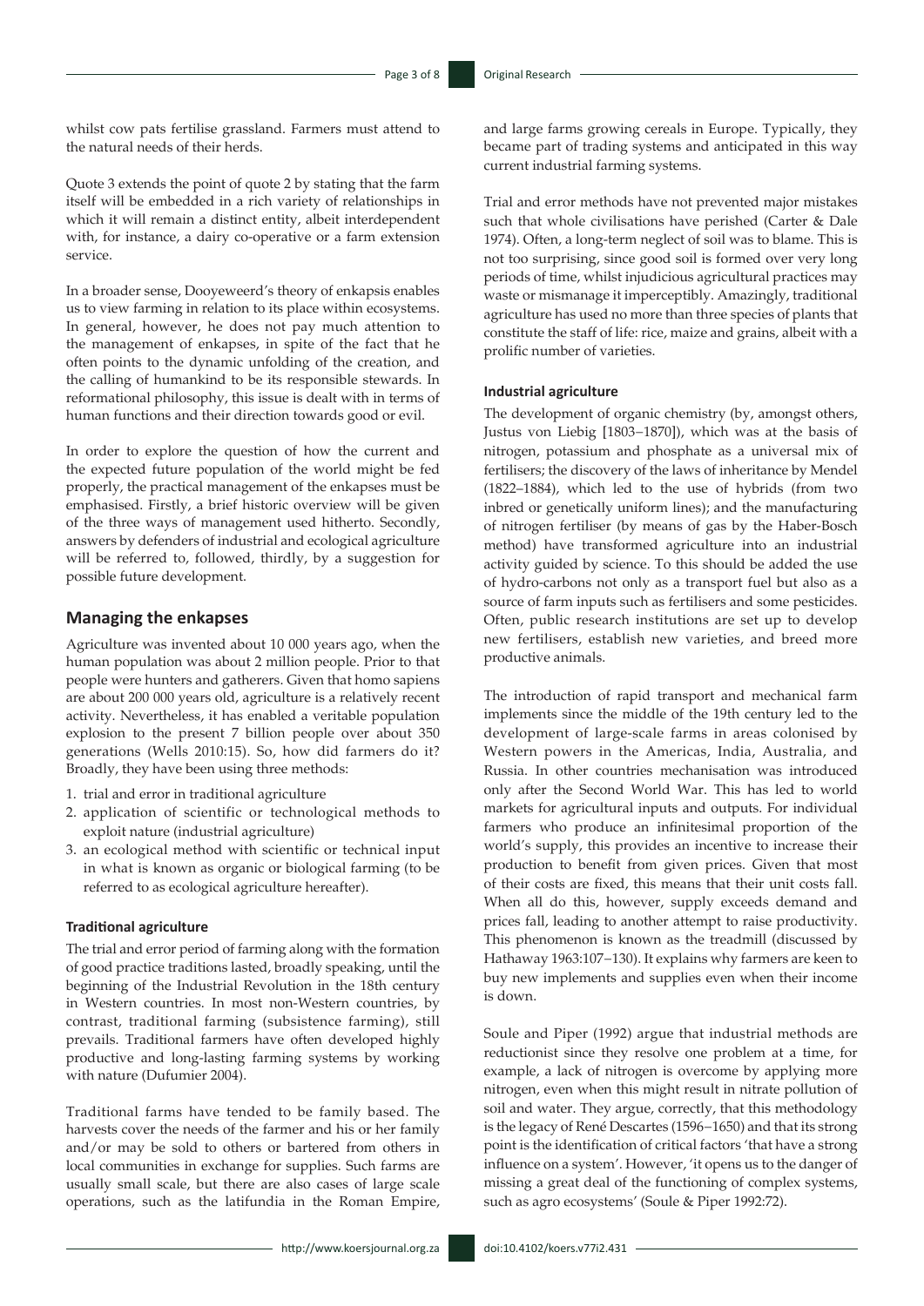whilst cow pats fertilise grassland. Farmers must attend to the natural needs of their herds.

Quote 3 extends the point of quote 2 by stating that the farm itself will be embedded in a rich variety of relationships in which it will remain a distinct entity, albeit interdependent with, for instance, a dairy co-operative or a farm extension service.

In a broader sense, Dooyeweerd's theory of enkapsis enables us to view farming in relation to its place within ecosystems. In general, however, he does not pay much attention to the management of enkapses, in spite of the fact that he often points to the dynamic unfolding of the creation, and the calling of humankind to be its responsible stewards. In reformational philosophy, this issue is dealt with in terms of human functions and their direction towards good or evil.

In order to explore the question of how the current and the expected future population of the world might be fed properly, the practical management of the enkapses must be emphasised. Firstly, a brief historic overview will be given of the three ways of management used hitherto. Secondly, answers by defenders of industrial and ecological agriculture will be referred to, followed, thirdly, by a suggestion for possible future development.

## Managing the enkapses

Agriculture was invented about 10 000 years ago, when the human population was about 2 million people. Prior to that people were hunters and gatherers. Given that homo sapiens are about 200 000 years old, agriculture is a relatively recent activity. Nevertheless, it has enabled a veritable population explosion to the present 7 billion people over about 350 generations (Wells 2010:15). So, how did farmers do it? Broadly, they have been using three methods:

1. trial and error in traditional agriculture
2. application of scientific or technological methods to exploit nature (industrial agriculture)
3. an ecological method with scientific or technical input in what is known as organic or biological farming (to be referred to as ecological agriculture hereafter).

### Traditional agriculture

The trial and error period of farming along with the formation of good practice traditions lasted, broadly speaking, until the beginning of the Industrial Revolution in the 18th century in Western countries. In most non-Western countries, by contrast, traditional farming (subsistence farming), still prevails. Traditional farmers have often developed highly productive and long-lasting farming systems by working with nature (Dufumier 2004).

Traditional farms have tended to be family based. The harvests cover the needs of the farmer and his or her family and/or may be sold to others or bartered from others in local communities in exchange for supplies. Such farms are usually small scale, but there are also cases of large scale operations, such as the latifundia in the Roman Empire, and large farms growing cereals in Europe. Typically, they became part of trading systems and anticipated in this way current industrial farming systems.

Trial and error methods have not prevented major mistakes such that whole civilisations have perished (Carter & Dale 1974). Often, a long-term neglect of soil was to blame. This is not too surprising, since good soil is formed over very long periods of time, whilst injudicious agricultural practices may waste or mismanage it imperceptibly. Amazingly, traditional agriculture has used no more than three species of plants that constitute the staff of life: rice, maize and grains, albeit with a prolific number of varieties.

### Industrial agriculture

The development of organic chemistry (by, amongst others, Justus von Liebig [1803–1870]), which was at the basis of nitrogen, potassium and phosphate as a universal mix of fertilisers; the discovery of the laws of inheritance by Mendel (1822–1884), which led to the use of hybrids (from two inbred or genetically uniform lines); and the manufacturing of nitrogen fertiliser (by means of gas by the Haber-Bosch method) have transformed agriculture into an industrial activity guided by science. To this should be added the use of hydro-carbons not only as a transport fuel but also as a source of farm inputs such as fertilisers and some pesticides. Often, public research institutions are set up to develop new fertilisers, establish new varieties, and breed more productive animals.

The introduction of rapid transport and mechanical farm implements since the middle of the 19th century led to the development of large-scale farms in areas colonised by Western powers in the Americas, India, Australia, and Russia. In other countries mechanisation was introduced only after the Second World War. This has led to world markets for agricultural inputs and outputs. For individual farmers who produce an infinitesimal proportion of the world's supply, this provides an incentive to increase their production to benefit from given prices. Given that most of their costs are fixed, this means that their unit costs fall. When all do this, however, supply exceeds demand and prices fall, leading to another attempt to raise productivity. This phenomenon is known as the treadmill (discussed by Hathaway 1963:107–130). It explains why farmers are keen to buy new implements and supplies even when their income is down.

Soule and Piper (1992) argue that industrial methods are reductionist since they resolve one problem at a time, for example, a lack of nitrogen is overcome by applying more nitrogen, even when this might result in nitrate pollution of soil and water. They argue, correctly, that this methodology is the legacy of René Descartes (1596–1650) and that its strong point is the identification of critical factors 'that have a strong influence on a system'. However, 'it opens us to the danger of missing a great deal of the functioning of complex systems, such as agro ecosystems' (Soule & Piper 1992:72).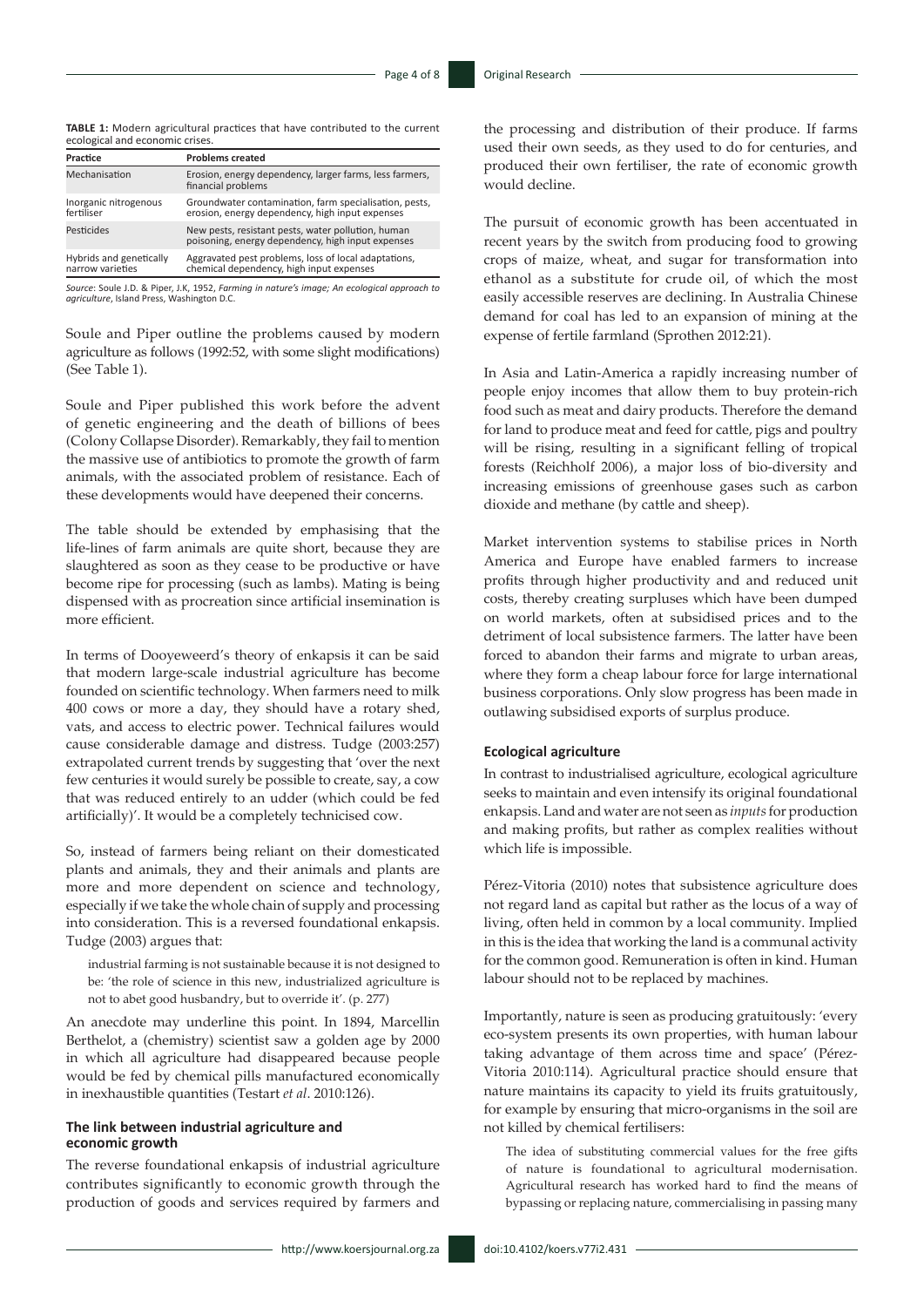**TABLE 1:** Modern agricultural practices that have contributed to the current ecological and economic crises.

| Practice | Problems created |
| --- | --- |
| Mechanisation | Erosion, energy dependency, larger farms, less farmers, financial problems |
| Inorganic nitrogenous fertiliser | Groundwater contamination, farm specialisation, pests, erosion, energy dependency, high input expenses |
| Pesticides | New pests, resistant pests, water pollution, human poisoning, energy dependency, high input expenses |
| Hybrids and genetically narrow varieties | Aggravated pest problems, loss of local adaptations, chemical dependency, high input expenses |

*Source*: Soule J.D. & Piper, J.K, 1952, *Farming in nature's image; An ecological approach to agriculture*, Island Press, Washington D.C.

Soule and Piper outline the problems caused by modern agriculture as follows (1992:52, with some slight modifications) (See Table 1).

Soule and Piper published this work before the advent of genetic engineering and the death of billions of bees (Colony Collapse Disorder). Remarkably, they fail to mention the massive use of antibiotics to promote the growth of farm animals, with the associated problem of resistance. Each of these developments would have deepened their concerns.

The table should be extended by emphasising that the life-lines of farm animals are quite short, because they are slaughtered as soon as they cease to be productive or have become ripe for processing (such as lambs). Mating is being dispensed with as procreation since artificial insemination is more efficient.

In terms of Dooyeweerd's theory of enkapsis it can be said that modern large-scale industrial agriculture has become founded on scientific technology. When farmers need to milk 400 cows or more a day, they should have a rotary shed, vats, and access to electric power. Technical failures would cause considerable damage and distress. Tudge (2003:257) extrapolated current trends by suggesting that 'over the next few centuries it would surely be possible to create, say, a cow that was reduced entirely to an udder (which could be fed artificially)'. It would be a completely technicised cow.

So, instead of farmers being reliant on their domesticated plants and animals, they and their animals and plants are more and more dependent on science and technology, especially if we take the whole chain of supply and processing into consideration. This is a reversed foundational enkapsis. Tudge (2003) argues that:

> industrial farming is not sustainable because it is not designed to be: 'the role of science in this new, industrialized agriculture is not to abet good husbandry, but to override it'. (p. 277)

An anecdote may underline this point. In 1894, Marcellin Berthelot, a (chemistry) scientist saw a golden age by 2000 in which all agriculture had disappeared because people would be fed by chemical pills manufactured economically in inexhaustible quantities (Testart *et al*. 2010:126).

### The link between industrial agriculture and economic growth

The reverse foundational enkapsis of industrial agriculture contributes significantly to economic growth through the production of goods and services required by farmers and the processing and distribution of their produce. If farms used their own seeds, as they used to do for centuries, and produced their own fertiliser, the rate of economic growth would decline.

The pursuit of economic growth has been accentuated in recent years by the switch from producing food to growing crops of maize, wheat, and sugar for transformation into ethanol as a substitute for crude oil, of which the most easily accessible reserves are declining. In Australia Chinese demand for coal has led to an expansion of mining at the expense of fertile farmland (Sprothen 2012:21).

In Asia and Latin-America a rapidly increasing number of people enjoy incomes that allow them to buy protein-rich food such as meat and dairy products. Therefore the demand for land to produce meat and feed for cattle, pigs and poultry will be rising, resulting in a significant felling of tropical forests (Reichholf 2006), a major loss of bio-diversity and increasing emissions of greenhouse gases such as carbon dioxide and methane (by cattle and sheep).

Market intervention systems to stabilise prices in North America and Europe have enabled farmers to increase profits through higher productivity and and reduced unit costs, thereby creating surpluses which have been dumped on world markets, often at subsidised prices and to the detriment of local subsistence farmers. The latter have been forced to abandon their farms and migrate to urban areas, where they form a cheap labour force for large international business corporations. Only slow progress has been made in outlawing subsidised exports of surplus produce.

### Ecological agriculture

In contrast to industrialised agriculture, ecological agriculture seeks to maintain and even intensify its original foundational enkapsis. Land and water are not seen as *inputs* for production and making profits, but rather as complex realities without which life is impossible.

Pérez-Vitoria (2010) notes that subsistence agriculture does not regard land as capital but rather as the locus of a way of living, often held in common by a local community. Implied in this is the idea that working the land is a communal activity for the common good. Remuneration is often in kind. Human labour should not to be replaced by machines.

Importantly, nature is seen as producing gratuitously: 'every eco-system presents its own properties, with human labour taking advantage of them across time and space' (Pérez-Vitoria 2010:114). Agricultural practice should ensure that nature maintains its capacity to yield its fruits gratuitously, for example by ensuring that micro-organisms in the soil are not killed by chemical fertilisers:

> The idea of substituting commercial values for the free gifts of nature is foundational to agricultural modernisation. Agricultural research has worked hard to find the means of bypassing or replacing nature, commercialising in passing many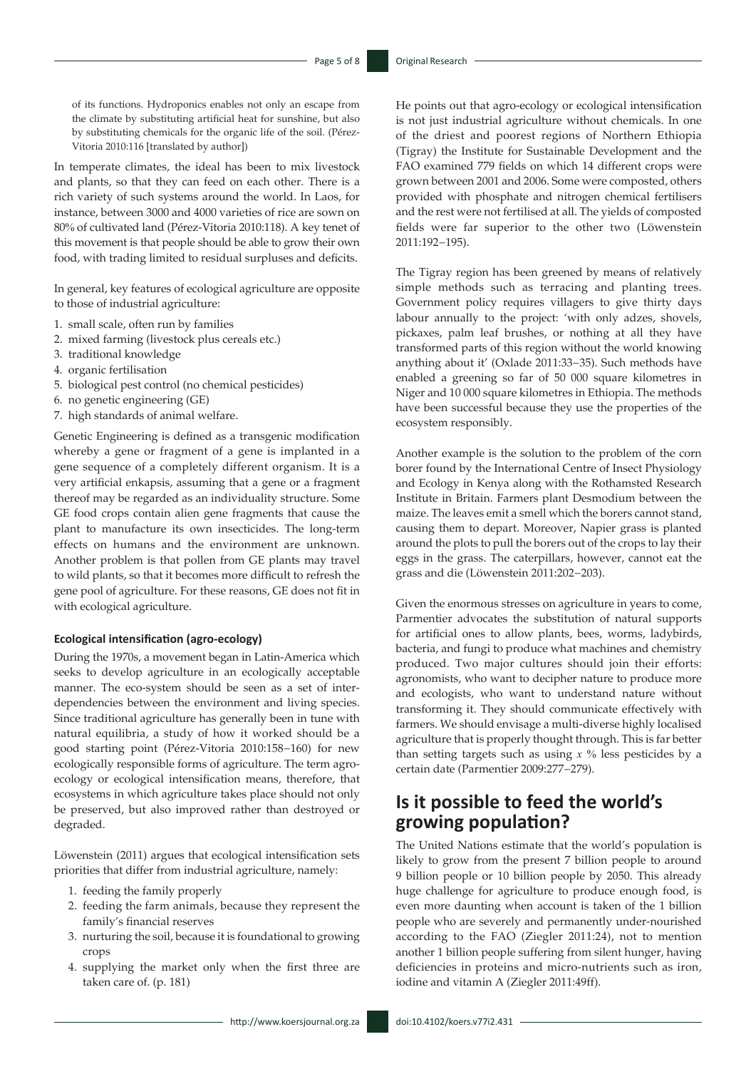of its functions. Hydroponics enables not only an escape from the climate by substituting artificial heat for sunshine, but also by substituting chemicals for the organic life of the soil. (Pérez-Vitoria 2010:116 [translated by author])

In temperate climates, the ideal has been to mix livestock and plants, so that they can feed on each other. There is a rich variety of such systems around the world. In Laos, for instance, between 3000 and 4000 varieties of rice are sown on 80% of cultivated land (Pérez-Vitoria 2010:118). A key tenet of this movement is that people should be able to grow their own food, with trading limited to residual surpluses and deficits.

In general, key features of ecological agriculture are opposite to those of industrial agriculture:

1. small scale, often run by families
2. mixed farming (livestock plus cereals etc.)
3. traditional knowledge
4. organic fertilisation
5. biological pest control (no chemical pesticides)
6. no genetic engineering (GE)
7. high standards of animal welfare.

Genetic Engineering is defined as a transgenic modification whereby a gene or fragment of a gene is implanted in a gene sequence of a completely different organism. It is a very artificial enkapsis, assuming that a gene or a fragment thereof may be regarded as an individuality structure. Some GE food crops contain alien gene fragments that cause the plant to manufacture its own insecticides. The long-term effects on humans and the environment are unknown. Another problem is that pollen from GE plants may travel to wild plants, so that it becomes more difficult to refresh the gene pool of agriculture. For these reasons, GE does not fit in with ecological agriculture.

### Ecological intensification (agro-ecology)

During the 1970s, a movement began in Latin-America which seeks to develop agriculture in an ecologically acceptable manner. The eco-system should be seen as a set of interdependencies between the environment and living species. Since traditional agriculture has generally been in tune with natural equilibria, a study of how it worked should be a good starting point (Pérez-Vitoria 2010:158–160) for new ecologically responsible forms of agriculture. The term agro-ecology or ecological intensification means, therefore, that ecosystems in which agriculture takes place should not only be preserved, but also improved rather than destroyed or degraded.

Löwenstein (2011) argues that ecological intensification sets priorities that differ from industrial agriculture, namely:

1. feeding the family properly
2. feeding the farm animals, because they represent the family's financial reserves
3. nurturing the soil, because it is foundational to growing crops
4. supplying the market only when the first three are taken care of. (p. 181)

He points out that agro-ecology or ecological intensification is not just industrial agriculture without chemicals. In one of the driest and poorest regions of Northern Ethiopia (Tigray) the Institute for Sustainable Development and the FAO examined 779 fields on which 14 different crops were grown between 2001 and 2006. Some were composted, others provided with phosphate and nitrogen chemical fertilisers and the rest were not fertilised at all. The yields of composted fields were far superior to the other two (Löwenstein 2011:192–195).

The Tigray region has been greened by means of relatively simple methods such as terracing and planting trees. Government policy requires villagers to give thirty days labour annually to the project: 'with only adzes, shovels, pickaxes, palm leaf brushes, or nothing at all they have transformed parts of this region without the world knowing anything about it' (Oxlade 2011:33–35). Such methods have enabled a greening so far of 50 000 square kilometres in Niger and 10 000 square kilometres in Ethiopia. The methods have been successful because they use the properties of the ecosystem responsibly.

Another example is the solution to the problem of the corn borer found by the International Centre of Insect Physiology and Ecology in Kenya along with the Rothamsted Research Institute in Britain. Farmers plant Desmodium between the maize. The leaves emit a smell which the borers cannot stand, causing them to depart. Moreover, Napier grass is planted around the plots to pull the borers out of the crops to lay their eggs in the grass. The caterpillars, however, cannot eat the grass and die (Löwenstein 2011:202–203).

Given the enormous stresses on agriculture in years to come, Parmentier advocates the substitution of natural supports for artificial ones to allow plants, bees, worms, ladybirds, bacteria, and fungi to produce what machines and chemistry produced. Two major cultures should join their efforts: agronomists, who want to decipher nature to produce more and ecologists, who want to understand nature without transforming it. They should communicate effectively with farmers. We should envisage a multi-diverse highly localised agriculture that is properly thought through. This is far better than setting targets such as using $x$ % less pesticides by a certain date (Parmentier 2009:277–279).

## Is it possible to feed the world's growing population?

The United Nations estimate that the world's population is likely to grow from the present 7 billion people to around 9 billion people or 10 billion people by 2050. This already huge challenge for agriculture to produce enough food, is even more daunting when account is taken of the 1 billion people who are severely and permanently under-nourished according to the FAO (Ziegler 2011:24), not to mention another 1 billion people suffering from silent hunger, having deficiencies in proteins and micro-nutrients such as iron, iodine and vitamin A (Ziegler 2011:49ff).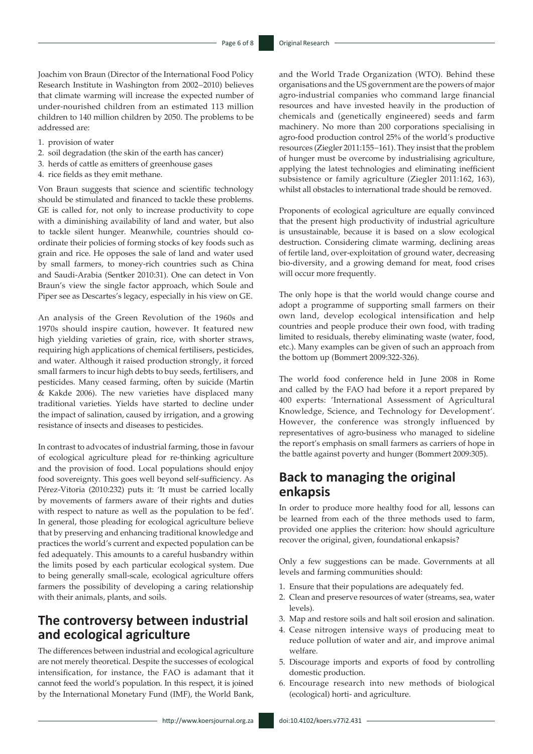Joachim von Braun (Director of the International Food Policy Research Institute in Washington from 2002–2010) believes that climate warming will increase the expected number of under-nourished children from an estimated 113 million children to 140 million children by 2050. The problems to be addressed are:

1. provision of water
2. soil degradation (the skin of the earth has cancer)
3. herds of cattle as emitters of greenhouse gases
4. rice fields as they emit methane.

Von Braun suggests that science and scientific technology should be stimulated and financed to tackle these problems. GE is called for, not only to increase productivity to cope with a diminishing availability of land and water, but also to tackle silent hunger. Meanwhile, countries should co-ordinate their policies of forming stocks of key foods such as grain and rice. He opposes the sale of land and water used by small farmers, to money-rich countries such as China and Saudi-Arabia (Sentker 2010:31). One can detect in Von Braun's view the single factor approach, which Soule and Piper see as Descartes's legacy, especially in his view on GE.

An analysis of the Green Revolution of the 1960s and 1970s should inspire caution, however. It featured new high yielding varieties of grain, rice, with shorter straws, requiring high applications of chemical fertilisers, pesticides, and water. Although it raised production strongly, it forced small farmers to incur high debts to buy seeds, fertilisers, and pesticides. Many ceased farming, often by suicide (Martin & Kakde 2006). The new varieties have displaced many traditional varieties. Yields have started to decline under the impact of salination, caused by irrigation, and a growing resistance of insects and diseases to pesticides.

In contrast to advocates of industrial farming, those in favour of ecological agriculture plead for re-thinking agriculture and the provision of food. Local populations should enjoy food sovereignty. This goes well beyond self-sufficiency. As Pérez-Vitoria (2010:232) puts it: 'It must be carried locally by movements of farmers aware of their rights and duties with respect to nature as well as the population to be fed'. In general, those pleading for ecological agriculture believe that by preserving and enhancing traditional knowledge and practices the world's current and expected population can be fed adequately. This amounts to a careful husbandry within the limits posed by each particular ecological system. Due to being generally small-scale, ecological agriculture offers farmers the possibility of developing a caring relationship with their animals, plants, and soils.

## The controversy between industrial and ecological agriculture

The differences between industrial and ecological agriculture are not merely theoretical. Despite the successes of ecological intensification, for instance, the FAO is adamant that it cannot feed the world's population. In this respect, it is joined by the International Monetary Fund (IMF), the World Bank, and the World Trade Organization (WTO). Behind these organisations and the US government are the powers of major agro-industrial companies who command large financial resources and have invested heavily in the production of chemicals and (genetically engineered) seeds and farm machinery. No more than 200 corporations specialising in agro-food production control 25% of the world's productive resources (Ziegler 2011:155−161). They insist that the problem of hunger must be overcome by industrialising agriculture, applying the latest technologies and eliminating inefficient subsistence or family agriculture (Ziegler 2011:162, 163), whilst all obstacles to international trade should be removed.

Proponents of ecological agriculture are equally convinced that the present high productivity of industrial agriculture is unsustainable, because it is based on a slow ecological destruction. Considering climate warming, declining areas of fertile land, over-exploitation of ground water, decreasing bio-diversity, and a growing demand for meat, food crises will occur more frequently.

The only hope is that the world would change course and adopt a programme of supporting small farmers on their own land, develop ecological intensification and help countries and people produce their own food, with trading limited to residuals, thereby eliminating waste (water, food, etc.). Many examples can be given of such an approach from the bottom up (Bommert 2009:322-326).

The world food conference held in June 2008 in Rome and called by the FAO had before it a report prepared by 400 experts: 'International Assessment of Agricultural Knowledge, Science, and Technology for Development'. However, the conference was strongly influenced by representatives of agro-business who managed to sideline the report's emphasis on small farmers as carriers of hope in the battle against poverty and hunger (Bommert 2009:305).

## Back to managing the original enkapsis

In order to produce more healthy food for all, lessons can be learned from each of the three methods used to farm, provided one applies the criterion: how should agriculture recover the original, given, foundational enkapsis?

Only a few suggestions can be made. Governments at all levels and farming communities should:

1. Ensure that their populations are adequately fed.
2. Clean and preserve resources of water (streams, sea, water levels).
3. Map and restore soils and halt soil erosion and salination.
4. Cease nitrogen intensive ways of producing meat to reduce pollution of water and air, and improve animal welfare.
5. Discourage imports and exports of food by controlling domestic production.
6. Encourage research into new methods of biological (ecological) horti- and agriculture.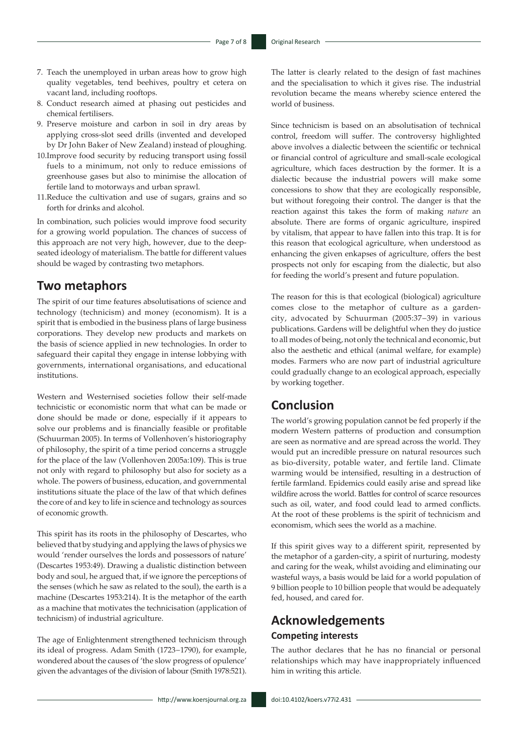7. Teach the unemployed in urban areas how to grow high quality vegetables, tend beehives, poultry et cetera on vacant land, including rooftops.
8. Conduct research aimed at phasing out pesticides and chemical fertilisers.
9. Preserve moisture and carbon in soil in dry areas by applying cross-slot seed drills (invented and developed by Dr John Baker of New Zealand) instead of ploughing.
10. Improve food security by reducing transport using fossil fuels to a minimum, not only to reduce emissions of greenhouse gases but also to minimise the allocation of fertile land to motorways and urban sprawl.
11. Reduce the cultivation and use of sugars, grains and so forth for drinks and alcohol.

In combination, such policies would improve food security for a growing world population. The chances of success of this approach are not very high, however, due to the deep-seated ideology of materialism. The battle for different values should be waged by contrasting two metaphors.

## Two metaphors

The spirit of our time features absolutisations of science and technology (technicism) and money (economism). It is a spirit that is embodied in the business plans of large business corporations. They develop new products and markets on the basis of science applied in new technologies. In order to safeguard their capital they engage in intense lobbying with governments, international organisations, and educational institutions.

Western and Westernised societies follow their self-made technicistic or economistic norm that what can be made or done should be made or done, especially if it appears to solve our problems and is financially feasible or profitable (Schuurman 2005). In terms of Vollenhoven's historiography of philosophy, the spirit of a time period concerns a struggle for the place of the law (Vollenhoven 2005a:109). This is true not only with regard to philosophy but also for society as a whole. The powers of business, education, and governmental institutions situate the place of the law of that which defines the core of and key to life in science and technology as sources of economic growth.

This spirit has its roots in the philosophy of Descartes, who believed that by studying and applying the laws of physics we would 'render ourselves the lords and possessors of nature' (Descartes 1953:49). Drawing a dualistic distinction between body and soul, he argued that, if we ignore the perceptions of the senses (which he saw as related to the soul), the earth is a machine (Descartes 1953:214). It is the metaphor of the earth as a machine that motivates the technicisation (application of technicism) of industrial agriculture.

The age of Enlightenment strengthened technicism through its ideal of progress. Adam Smith (1723–1790), for example, wondered about the causes of 'the slow progress of opulence' given the advantages of the division of labour (Smith 1978:521). The latter is clearly related to the design of fast machines and the specialisation to which it gives rise. The industrial revolution became the means whereby science entered the world of business.

Since technicism is based on an absolutisation of technical control, freedom will suffer. The controversy highlighted above involves a dialectic between the scientific or technical or financial control of agriculture and small-scale ecological agriculture, which faces destruction by the former. It is a dialectic because the industrial powers will make some concessions to show that they are ecologically responsible, but without foregoing their control. The danger is that the reaction against this takes the form of making *nature* an absolute. There are forms of organic agriculture, inspired by vitalism, that appear to have fallen into this trap. It is for this reason that ecological agriculture, when understood as enhancing the given enkapses of agriculture, offers the best prospects not only for escaping from the dialectic, but also for feeding the world's present and future population.

The reason for this is that ecological (biological) agriculture comes close to the metaphor of culture as a garden-city, advocated by Schuurman (2005:37–39) in various publications. Gardens will be delightful when they do justice to all modes of being, not only the technical and economic, but also the aesthetic and ethical (animal welfare, for example) modes. Farmers who are now part of industrial agriculture could gradually change to an ecological approach, especially by working together.

## Conclusion

The world's growing population cannot be fed properly if the modern Western patterns of production and consumption are seen as normative and are spread across the world. They would put an incredible pressure on natural resources such as bio-diversity, potable water, and fertile land. Climate warming would be intensified, resulting in a destruction of fertile farmland. Epidemics could easily arise and spread like wildfire across the world. Battles for control of scarce resources such as oil, water, and food could lead to armed conflicts. At the root of these problems is the spirit of technicism and economism, which sees the world as a machine.

If this spirit gives way to a different spirit, represented by the metaphor of a garden-city, a spirit of nurturing, modesty and caring for the weak, whilst avoiding and eliminating our wasteful ways, a basis would be laid for a world population of 9 billion people to 10 billion people that would be adequately fed, housed, and cared for.

## Acknowledgements

### Competing interests

The author declares that he has no financial or personal relationships which may have inappropriately influenced him in writing this article.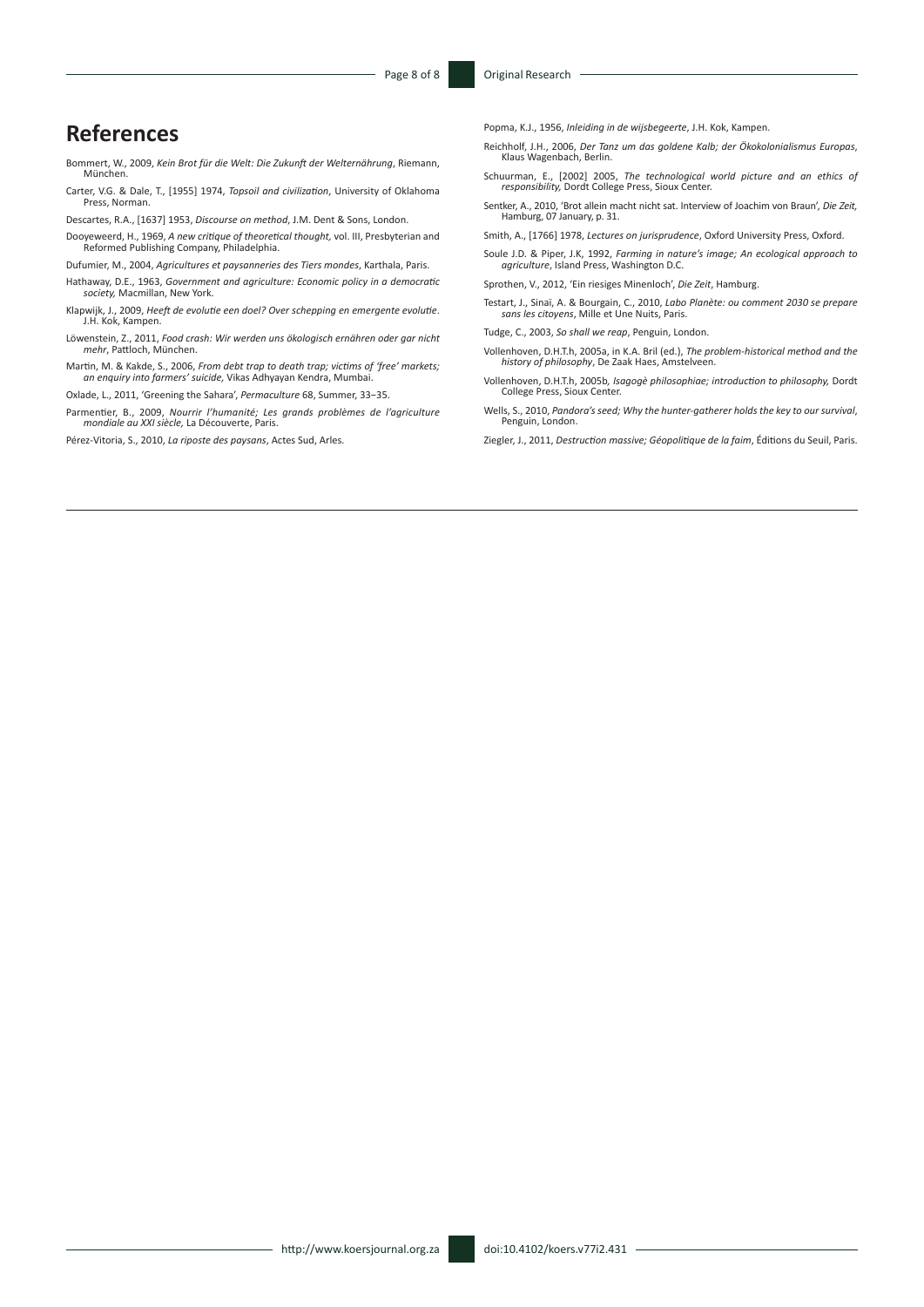## References

Bommert, W., 2009, *Kein Brot für die Welt: Die Zukunft der Welternährung*, Riemann, München.

Carter, V.G. & Dale, T., [1955] 1974, *Topsoil and civilization*, University of Oklahoma Press, Norman.

Descartes, R.A., [1637] 1953, *Discourse on method*, J.M. Dent & Sons, London.

Dooyeweerd, H., 1969, *A new critique of theoretical thought,* vol. III, Presbyterian and Reformed Publishing Company, Philadelphia.

Dufumier, M., 2004, *Agricultures et paysanneries des Tiers mondes*, Karthala, Paris.

Hathaway, D.E., 1963, *Government and agriculture: Economic policy in a democratic society,* Macmillan, New York.

Klapwijk, J., 2009, *Heeft de evolutie een doel? Over schepping en emergente evolutie*. J.H. Kok, Kampen.

Löwenstein, Z., 2011, *Food crash: Wir werden uns ökologisch ernähren oder gar nicht mehr*, Pattloch, München.

Martin, M. & Kakde, S., 2006, *From debt trap to death trap; victims of 'free' markets; an enquiry into farmers' suicide,* Vikas Adhyayan Kendra, Mumbai.

Oxlade, L., 2011, 'Greening the Sahara', *Permaculture* 68, Summer, 33–35.

Parmentier, B., 2009, *Nourrir l'humanité; Les grands problèmes de l'agriculture mondiale au XXI siècle,* La Découverte, Paris.

Pérez-Vitoria, S., 2010, *La riposte des paysans*, Actes Sud, Arles.

Popma, K.J., 1956, *Inleiding in de wijsbegeerte*, J.H. Kok, Kampen.

Reichholf, J.H., 2006, *Der Tanz um das goldene Kalb; der Ökokolonialismus Europas*, Klaus Wagenbach, Berlin.

Schuurman, E., [2002] 2005, *The technological world picture and an ethics of responsibility,* Dordt College Press, Sioux Center.

Sentker, A., 2010, 'Brot allein macht nicht sat. Interview of Joachim von Braun', *Die Zeit,* Hamburg, 07 January, p. 31.

Smith, A., [1766] 1978, *Lectures on jurisprudence*, Oxford University Press, Oxford.

Soule J.D. & Piper, J.K, 1992, *Farming in nature's image; An ecological approach to agriculture*, Island Press, Washington D.C.

Sprothen, V., 2012, 'Ein riesiges Minenloch', *Die Zeit*, Hamburg.

Testart, J., Sinaï, A. & Bourgain, C., 2010, *Labo Planète: ou comment 2030 se prepare sans les citoyens*, Mille et Une Nuits, Paris.

Tudge, C., 2003, *So shall we reap*, Penguin, London.

Vollenhoven, D.H.T.h, 2005a, in K.A. Bril (ed.), *The problem-historical method and the history of philosophy*, De Zaak Haes, Amstelveen.

Vollenhoven, D.H.T.h, 2005b, *Isagogè philosophiae; introduction to philosophy,* Dordt College Press, Sioux Center.

Wells, S., 2010, *Pandora's seed; Why the hunter-gatherer holds the key to our survival*, Penguin, London.

Ziegler, J., 2011, *Destruction massive; Géopolitique de la faim*, Éditions du Seuil, Paris.